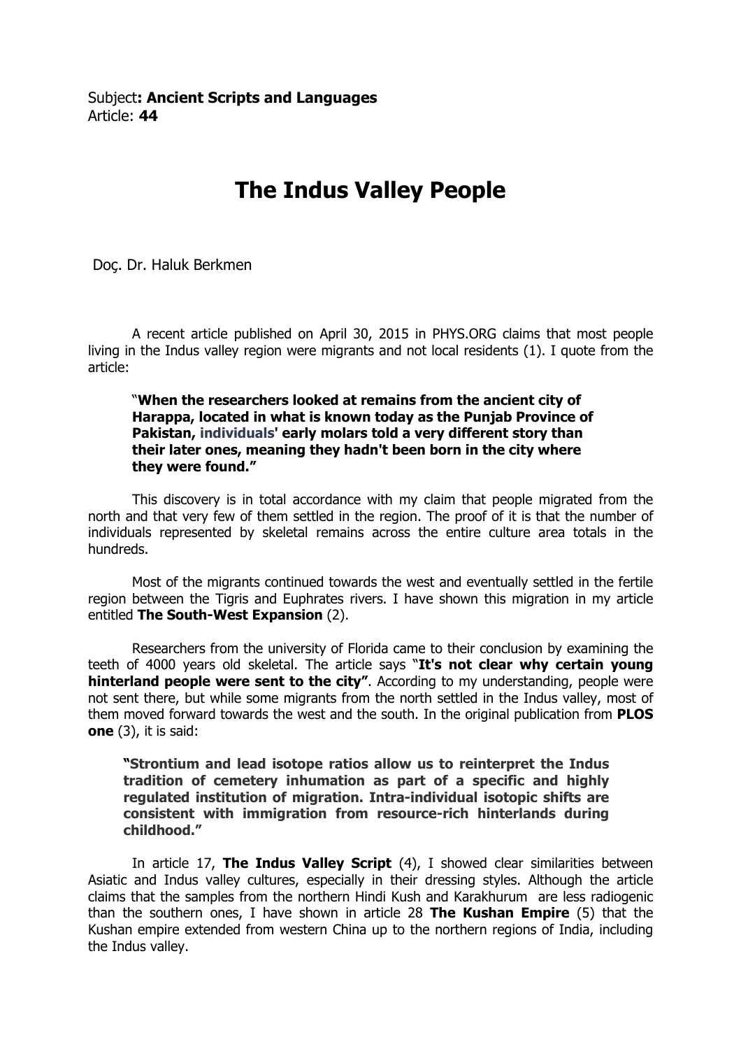Subject**: Ancient Scripts and Languages**
Article: **44**

# The Indus Valley People

Doç. Dr. Haluk Berkmen

A recent article published on April 30, 2015 in PHYS.ORG claims that most people living in the Indus valley region were migrants and not local residents (1). I quote from the article:

> "**When the researchers looked at remains from the ancient city of Harappa, located in what is known today as the Punjab Province of Pakistan, individuals' early molars told a very different story than their later ones, meaning they hadn't been born in the city where they were found.**"

This discovery is in total accordance with my claim that people migrated from the north and that very few of them settled in the region. The proof of it is that the number of individuals represented by skeletal remains across the entire culture area totals in the hundreds.

Most of the migrants continued towards the west and eventually settled in the fertile region between the Tigris and Euphrates rivers. I have shown this migration in my article entitled **The South-West Expansion** (2).

Researchers from the university of Florida came to their conclusion by examining the teeth of 4000 years old skeletal. The article says "**It's not clear why certain young hinterland people were sent to the city"**. According to my understanding, people were not sent there, but while some migrants from the north settled in the Indus valley, most of them moved forward towards the west and the south. In the original publication from **PLOS one** (3), it is said:

> **"Strontium and lead isotope ratios allow us to reinterpret the Indus tradition of cemetery inhumation as part of a specific and highly regulated institution of migration. Intra-individual isotopic shifts are consistent with immigration from resource-rich hinterlands during childhood."**

In article 17, **The Indus Valley Script** (4), I showed clear similarities between Asiatic and Indus valley cultures, especially in their dressing styles. Although the article claims that the samples from the northern Hindi Kush and Karakhurum are less radiogenic than the southern ones, I have shown in article 28 **The Kushan Empire** (5) that the Kushan empire extended from western China up to the northern regions of India, including the Indus valley.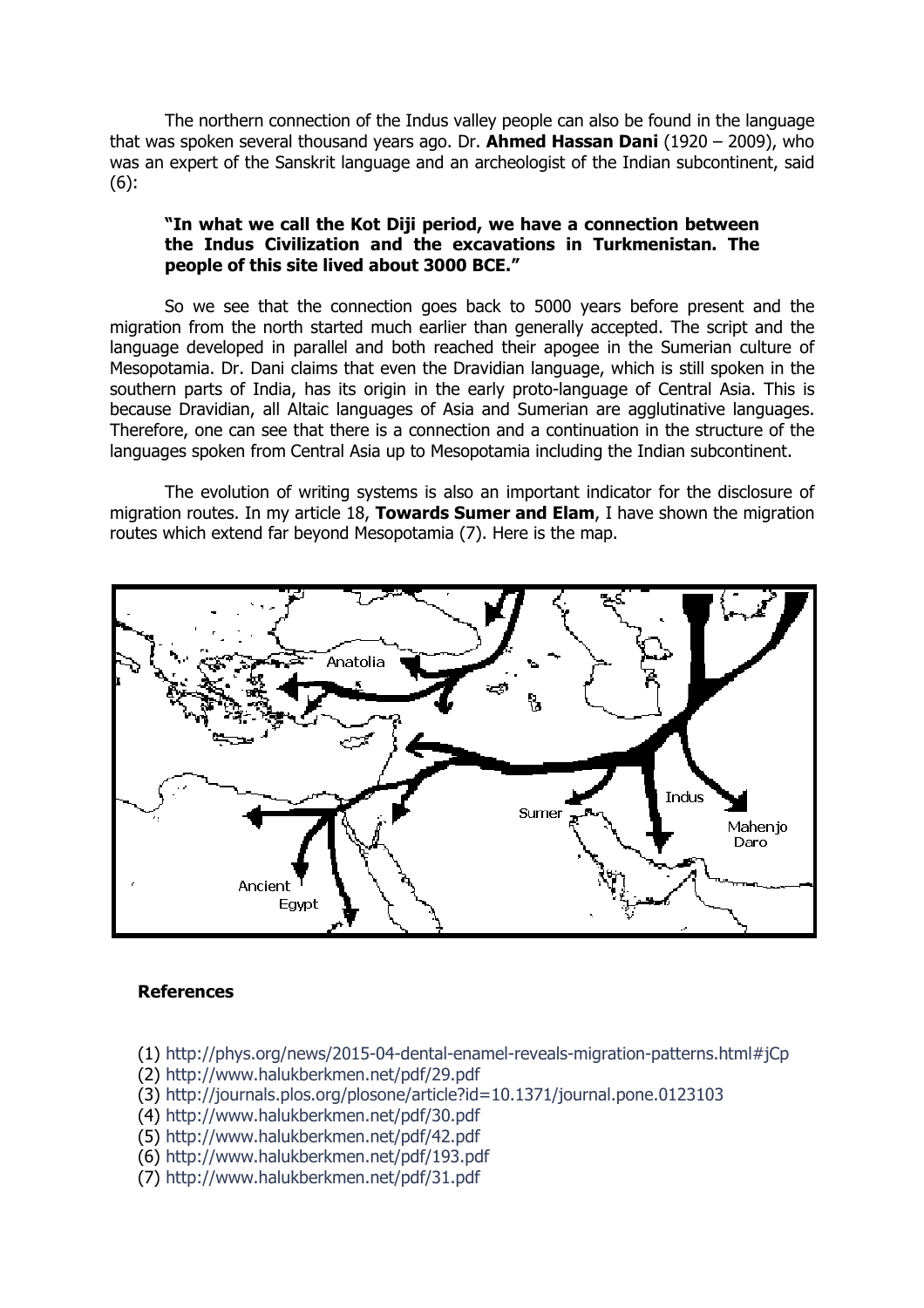The northern connection of the Indus valley people can also be found in the language that was spoken several thousand years ago. Dr. **Ahmed Hassan Dani** (1920 – 2009), who was an expert of the Sanskrit language and an archeologist of the Indian subcontinent, said (6):

> **"In what we call the Kot Diji period, we have a connection between the Indus Civilization and the excavations in Turkmenistan. The people of this site lived about 3000 BCE."**

So we see that the connection goes back to 5000 years before present and the migration from the north started much earlier than generally accepted. The script and the language developed in parallel and both reached their apogee in the Sumerian culture of Mesopotamia. Dr. Dani claims that even the Dravidian language, which is still spoken in the southern parts of India, has its origin in the early proto-language of Central Asia. This is because Dravidian, all Altaic languages of Asia and Sumerian are agglutinative languages. Therefore, one can see that there is a connection and a continuation in the structure of the languages spoken from Central Asia up to Mesopotamia including the Indian subcontinent.

The evolution of writing systems is also an important indicator for the disclosure of migration routes. In my article 18, **Towards Sumer and Elam**, I have shown the migration routes which extend far beyond Mesopotamia (7). Here is the map.

Anatolia
Sumer
Indus
Mahenjo Daro
Ancient Egypt

### References

(1) http://phys.org/news/2015-04-dental-enamel-reveals-migration-patterns.html#jCp
(2) http://www.halukberkmen.net/pdf/29.pdf
(3) http://journals.plos.org/plosone/article?id=10.1371/journal.pone.0123103
(4) http://www.halukberkmen.net/pdf/30.pdf
(5) http://www.halukberkmen.net/pdf/42.pdf
(6) http://www.halukberkmen.net/pdf/193.pdf
(7) http://www.halukberkmen.net/pdf/31.pdf